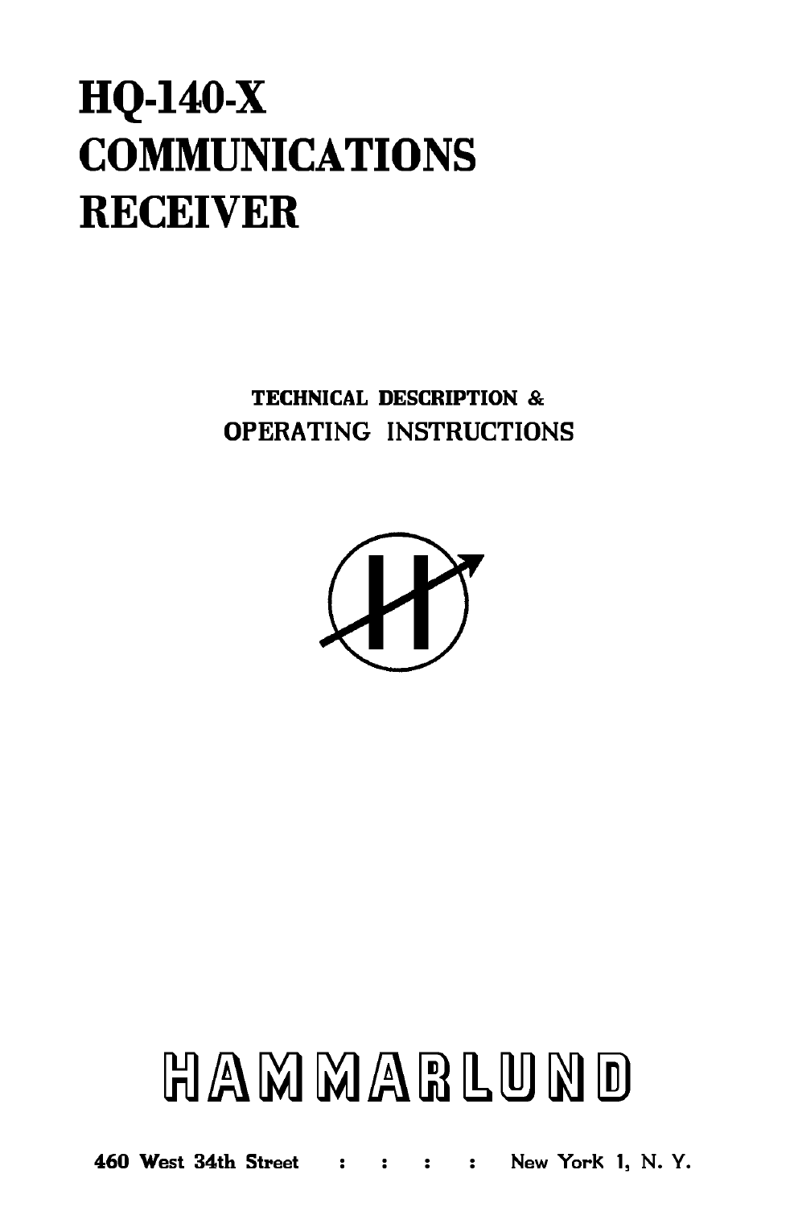# HQ-140-X COMMUNICATIONS RECEIVER

TECHNICAL DESCRIPTION &
OPERATING INSTRUCTIONS

HAMMARLUND

460 West 34th Street : : : : New York 1, N. Y.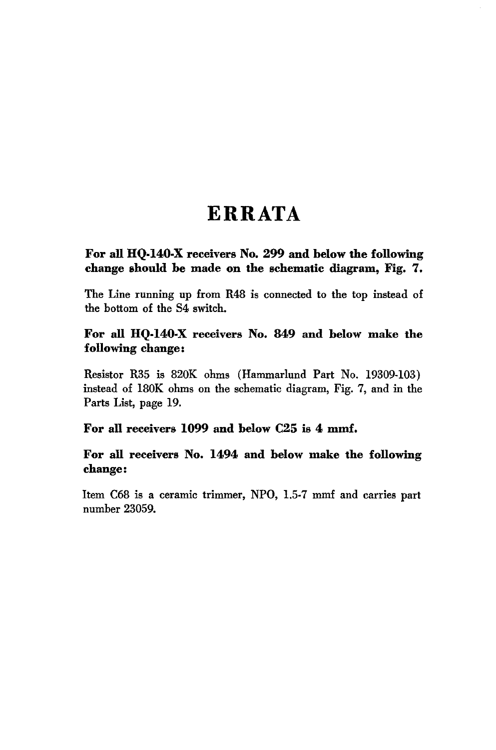# ERRATA

**For all HQ-140-X receivers No. 299 and below the following change should be made on the schematic diagram, Fig. 7.**

The Line running up from R48 is connected to the top instead of the bottom of the S4 switch.

**For all HQ-140-X receivers No. 849 and below make the following change:**

Resistor R35 is 820K ohms (Hammarlund Part No. 19309-103) instead of 180K ohms on the schematic diagram, Fig. 7, and in the Parts List, page 19.

**For all receivers 1099 and below C25 is 4 mmf.**

**For all receivers No. 1494 and below make the following change:**

Item C68 is a ceramic trimmer, NPO, 1.5-7 mmf and carries part number 23059.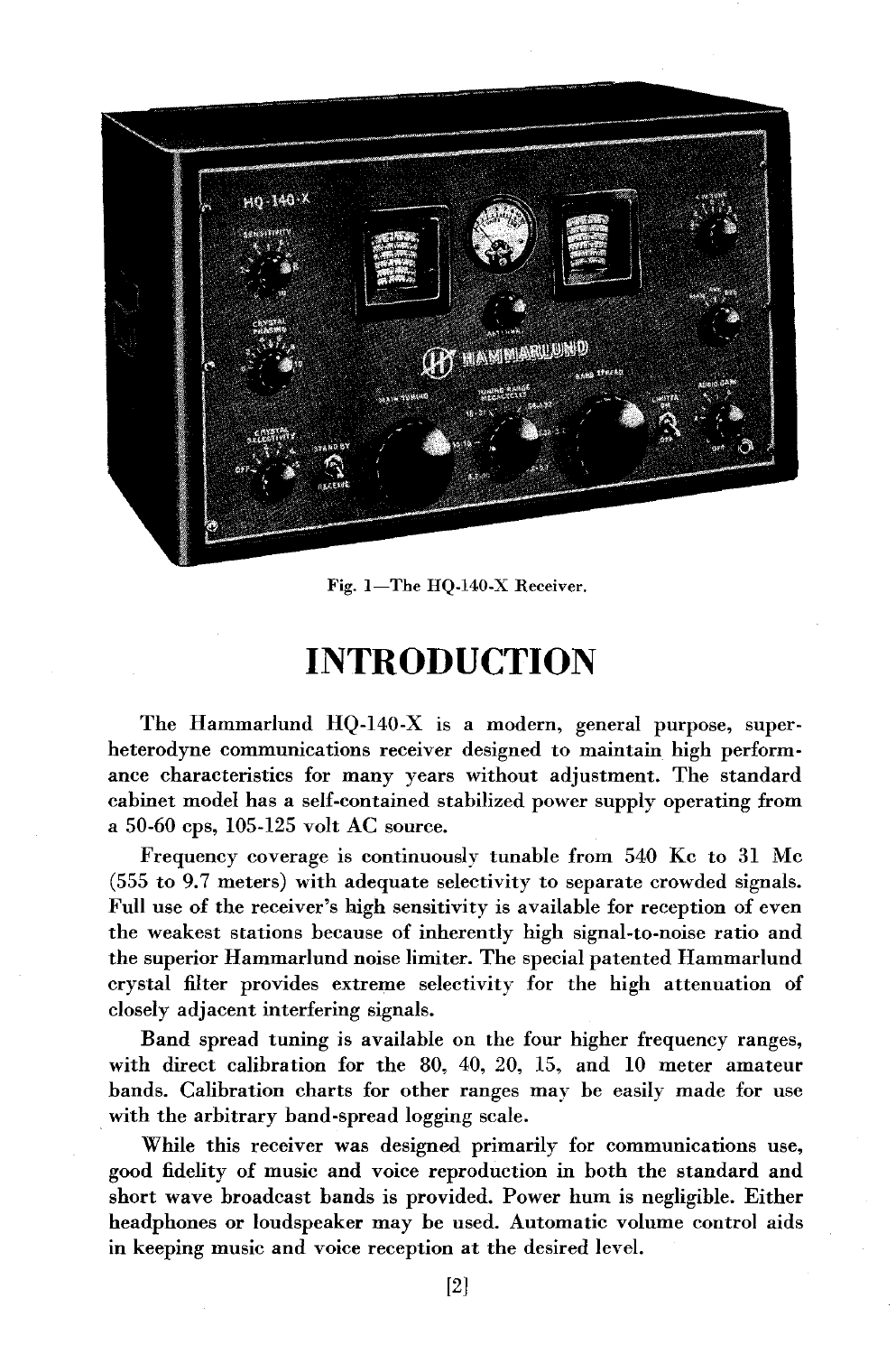Fig. 1—The HQ-140-X Receiver.

# INTRODUCTION

The Hammarlund HQ-140-X is a modern, general purpose, superheterodyne communications receiver designed to maintain high performance characteristics for many years without adjustment. The standard cabinet model has a self-contained stabilized power supply operating from a 50-60 cps, 105-125 volt AC source.

Frequency coverage is continuously tunable from 540 Kc to 31 Mc (555 to 9.7 meters) with adequate selectivity to separate crowded signals. Full use of the receiver's high sensitivity is available for reception of even the weakest stations because of inherently high signal-to-noise ratio and the superior Hammarlund noise limiter. The special patented Hammarlund crystal filter provides extreme selectivity for the high attenuation of closely adjacent interfering signals.

Band spread tuning is available on the four higher frequency ranges, with direct calibration for the 80, 40, 20, 15, and 10 meter amateur bands. Calibration charts for other ranges may be easily made for use with the arbitrary band-spread logging scale.

While this receiver was designed primarily for communications use, good fidelity of music and voice reproduction in both the standard and short wave broadcast bands is provided. Power hum is negligible. Either headphones or loudspeaker may be used. Automatic volume control aids in keeping music and voice reception at the desired level.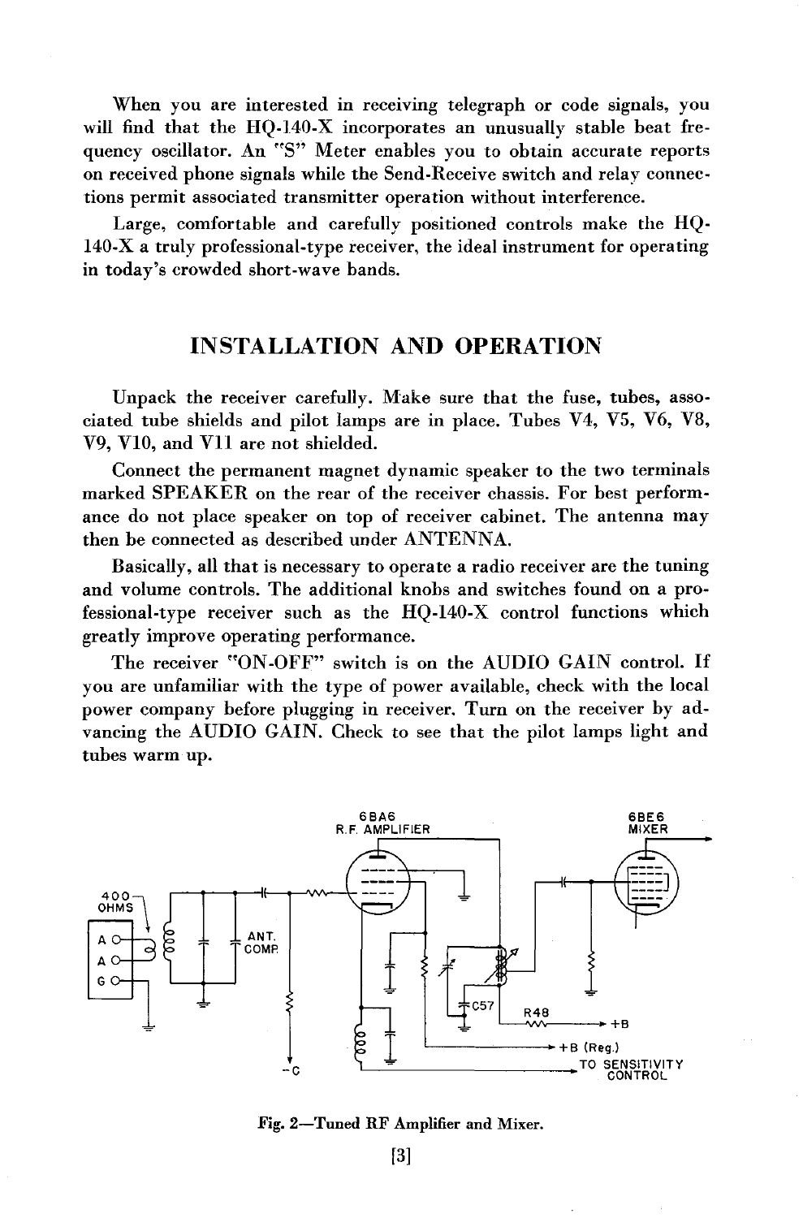When you are interested in receiving telegraph or code signals, you will find that the HQ-140-X incorporates an unusually stable beat frequency oscillator. An "S" Meter enables you to obtain accurate reports on received phone signals while the Send-Receive switch and relay connections permit associated transmitter operation without interference.

Large, comfortable and carefully positioned controls make the HQ-140-X a truly professional-type receiver, the ideal instrument for operating in today's crowded short-wave bands.

## INSTALLATION AND OPERATION

Unpack the receiver carefully. Make sure that the fuse, tubes, associated tube shields and pilot lamps are in place. Tubes V4, V5, V6, V8, V9, V10, and V11 are not shielded.

Connect the permanent magnet dynamic speaker to the two terminals marked SPEAKER on the rear of the receiver chassis. For best performance do not place speaker on top of receiver cabinet. The antenna may then be connected as described under ANTENNA.

Basically, all that is necessary to operate a radio receiver are the tuning and volume controls. The additional knobs and switches found on a professional-type receiver such as the HQ-140-X control functions which greatly improve operating performance.

The receiver "ON-OFF" switch is on the AUDIO GAIN control. If you are unfamiliar with the type of power available, check with the local power company before plugging in receiver. Turn on the receiver by advancing the AUDIO GAIN. Check to see that the pilot lamps light and tubes warm up.

6BA6 R.F. AMPLIFIER — 6BE6 MIXER — 400 OHMS — A — A — G — ANT. COMP. — C57 — R48 — +B — +B (Reg.) — -C — TO SENSITIVITY CONTROL

Fig. 2—Tuned RF Amplifier and Mixer.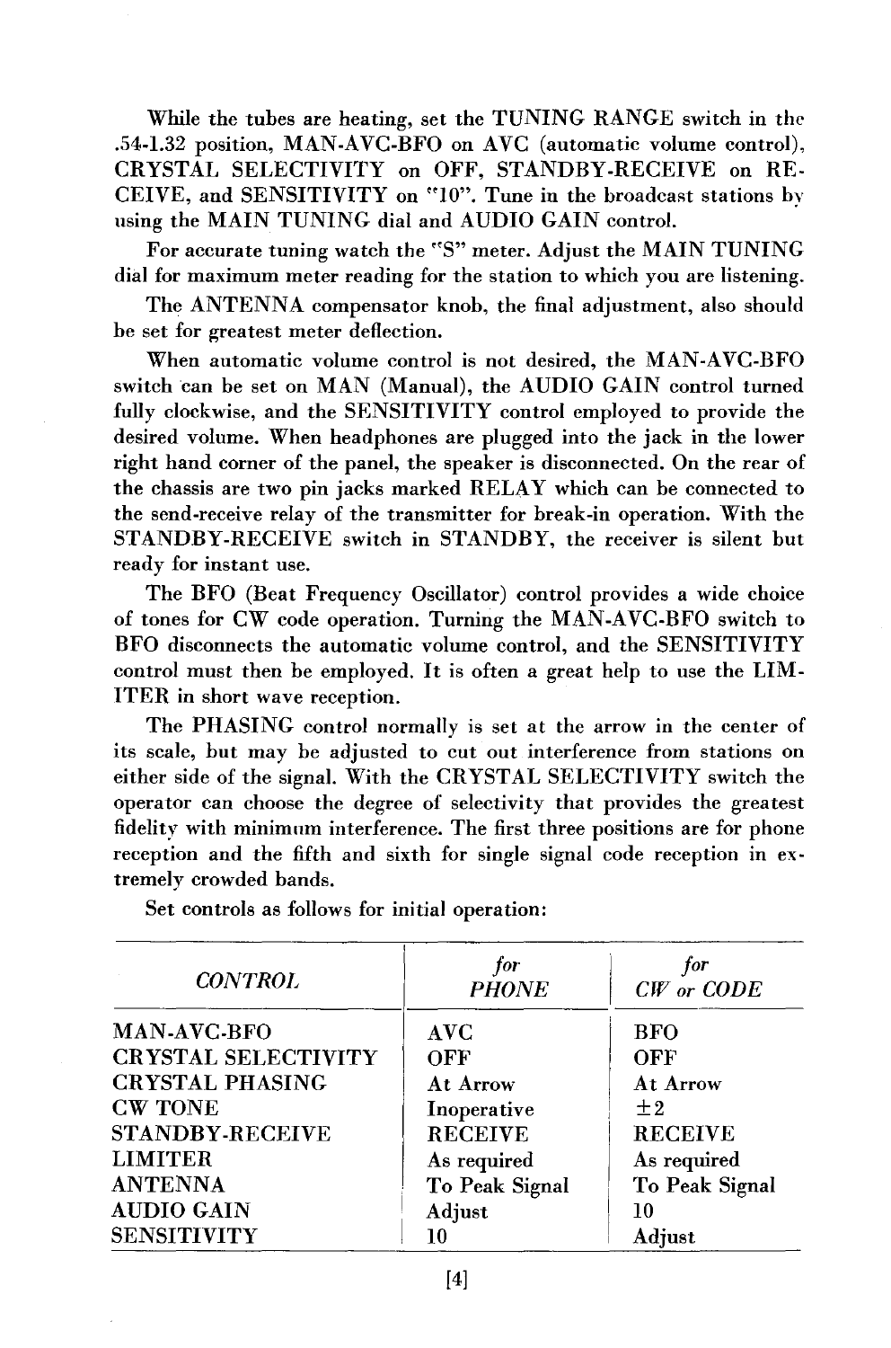While the tubes are heating, set the TUNING RANGE switch in the .54-1.32 position, MAN-AVC-BFO on AVC (automatic volume control), CRYSTAL SELECTIVITY on OFF, STANDBY-RECEIVE on RECEIVE, and SENSITIVITY on "10". Tune in the broadcast stations by using the MAIN TUNING dial and AUDIO GAIN control.

For accurate tuning watch the "S" meter. Adjust the MAIN TUNING dial for maximum meter reading for the station to which you are listening.

The ANTENNA compensator knob, the final adjustment, also should be set for greatest meter deflection.

When automatic volume control is not desired, the MAN-AVC-BFO switch can be set on MAN (Manual), the AUDIO GAIN control turned fully clockwise, and the SENSITIVITY control employed to provide the desired volume. When headphones are plugged into the jack in the lower right hand corner of the panel, the speaker is disconnected. On the rear of the chassis are two pin jacks marked RELAY which can be connected to the send-receive relay of the transmitter for break-in operation. With the STANDBY-RECEIVE switch in STANDBY, the receiver is silent but ready for instant use.

The BFO (Beat Frequency Oscillator) control provides a wide choice of tones for CW code operation. Turning the MAN-AVC-BFO switch to BFO disconnects the automatic volume control, and the SENSITIVITY control must then be employed. It is often a great help to use the LIMITER in short wave reception.

The PHASING control normally is set at the arrow in the center of its scale, but may be adjusted to cut out interference from stations on either side of the signal. With the CRYSTAL SELECTIVITY switch the operator can choose the degree of selectivity that provides the greatest fidelity with minimum interference. The first three positions are for phone reception and the fifth and sixth for single signal code reception in extremely crowded bands.

Set controls as follows for initial operation:

| *CONTROL* | *for PHONE* | *for CW or CODE* |
|---|---|---|
| MAN-AVC-BFO | AVC | BFO |
| CRYSTAL SELECTIVITY | OFF | OFF |
| CRYSTAL PHASING | At Arrow | At Arrow |
| CW TONE | Inoperative | $\pm 2$ |
| STANDBY-RECEIVE | RECEIVE | RECEIVE |
| LIMITER | As required | As required |
| ANTENNA | To Peak Signal | To Peak Signal |
| AUDIO GAIN | Adjust | 10 |
| SENSITIVITY | 10 | Adjust |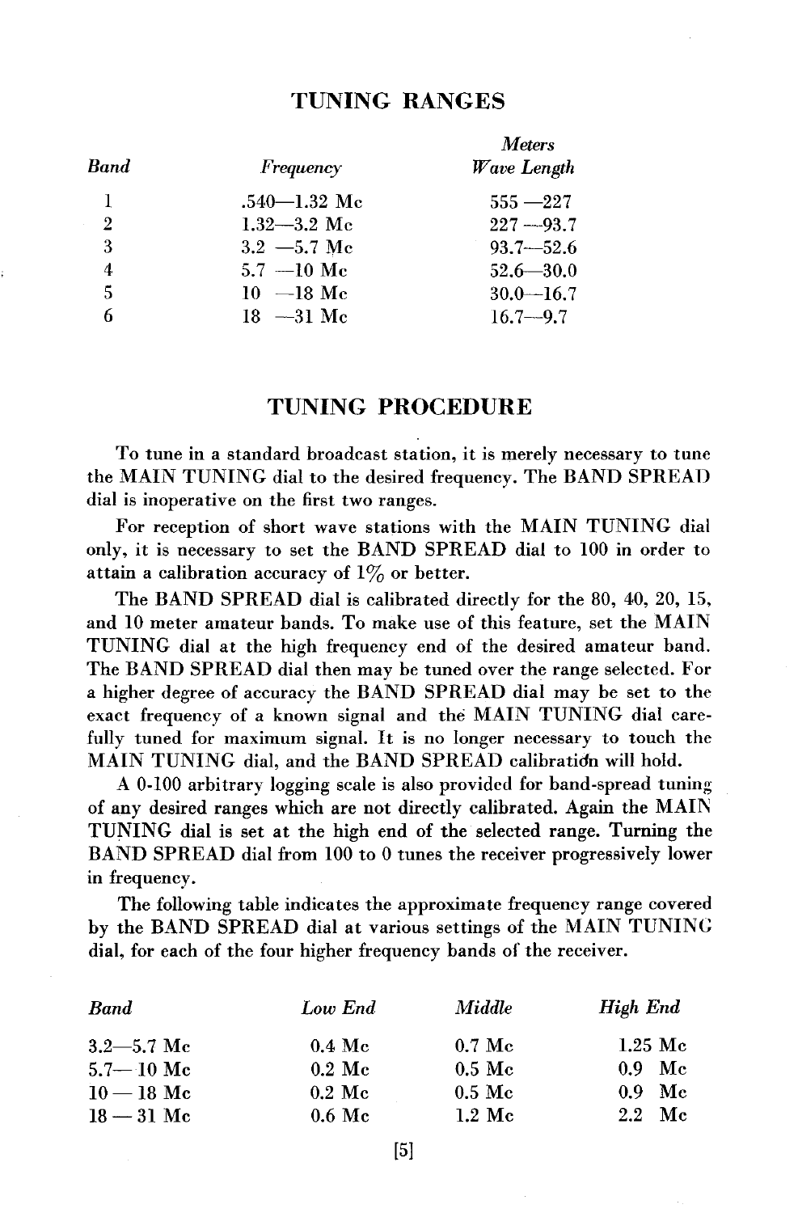## TUNING RANGES

| *Band* | *Frequency* | *Meters Wave Length* |
|---|---|---|
| 1 | .540—1.32 Mc | 555 —227 |
| 2 | 1.32—3.2 Mc | 227 —93.7 |
| 3 | 3.2 —5.7 Mc | 93.7—52.6 |
| 4 | 5.7 —10 Mc | 52.6—30.0 |
| 5 | 10 —18 Mc | 30.0—16.7 |
| 6 | 18 —31 Mc | 16.7—9.7 |

## TUNING PROCEDURE

To tune in a standard broadcast station, it is merely necessary to tune the MAIN TUNING dial to the desired frequency. The BAND SPREAD dial is inoperative on the first two ranges.

For reception of short wave stations with the MAIN TUNING dial only, it is necessary to set the BAND SPREAD dial to 100 in order to attain a calibration accuracy of 1% or better.

The BAND SPREAD dial is calibrated directly for the 80, 40, 20, 15, and 10 meter amateur bands. To make use of this feature, set the MAIN TUNING dial at the high frequency end of the desired amateur band. The BAND SPREAD dial then may be tuned over the range selected. For a higher degree of accuracy the BAND SPREAD dial may be set to the exact frequency of a known signal and the MAIN TUNING dial carefully tuned for maximum signal. It is no longer necessary to touch the MAIN TUNING dial, and the BAND SPREAD calibration will hold.

A 0-100 arbitrary logging scale is also provided for band-spread tuning of any desired ranges which are not directly calibrated. Again the MAIN TUNING dial is set at the high end of the selected range. Turning the BAND SPREAD dial from 100 to 0 tunes the receiver progressively lower in frequency.

The following table indicates the approximate frequency range covered by the BAND SPREAD dial at various settings of the MAIN TUNING dial, for each of the four higher frequency bands of the receiver.

| *Band* | *Low End* | *Middle* | *High End* |
|---|---|---|---|
| 3.2—5.7 Mc | 0.4 Mc | 0.7 Mc | 1.25 Mc |
| 5.7—10 Mc | 0.2 Mc | 0.5 Mc | 0.9 Mc |
| 10 — 18 Mc | 0.2 Mc | 0.5 Mc | 0.9 Mc |
| 18 — 31 Mc | 0.6 Mc | 1.2 Mc | 2.2 Mc |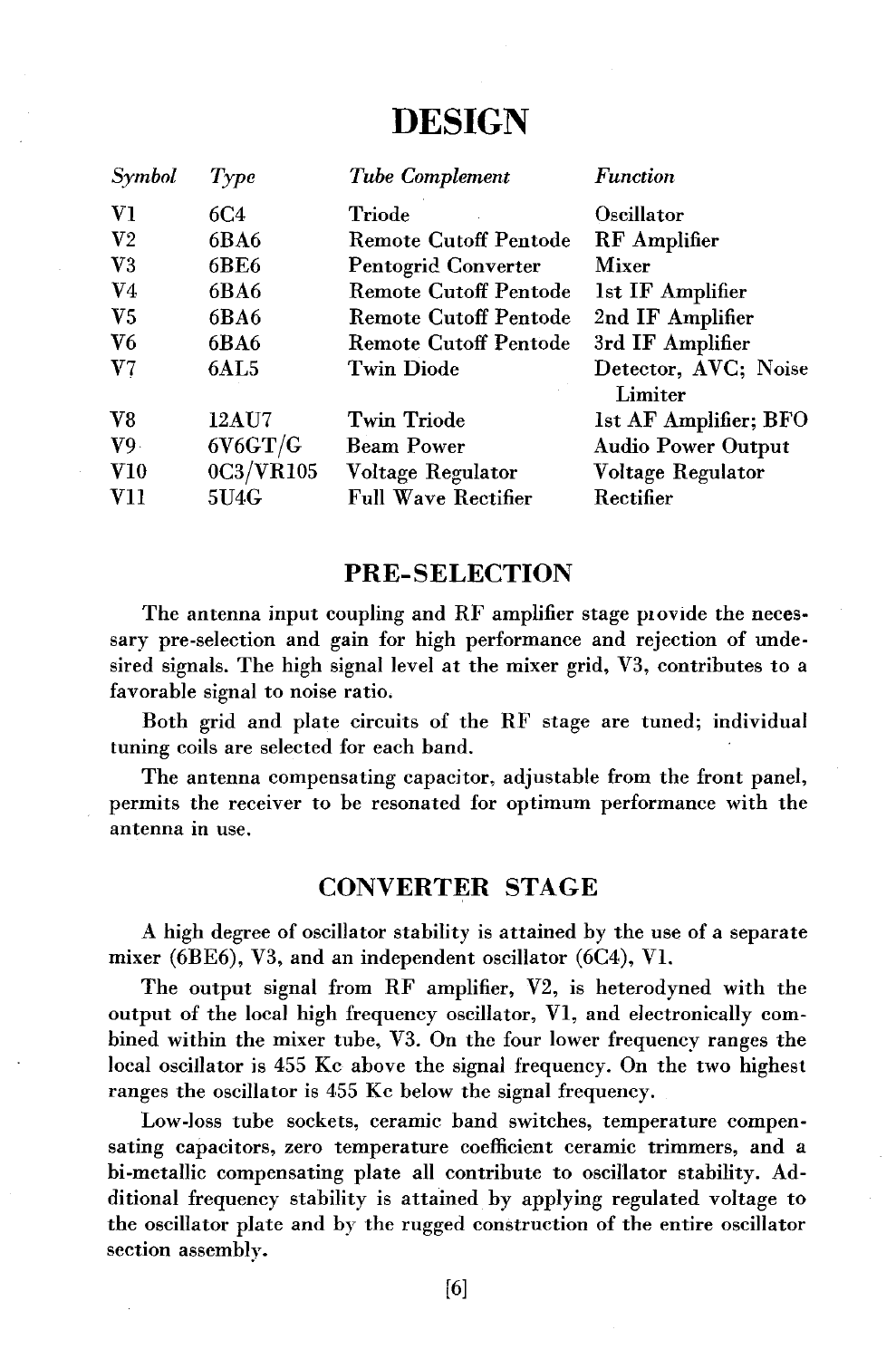# DESIGN

| *Symbol* | *Type* | *Tube Complement* | *Function* |
|---|---|---|---|
| V1 | 6C4 | Triode | Oscillator |
| V2 | 6BA6 | Remote Cutoff Pentode | RF Amplifier |
| V3 | 6BE6 | Pentogrid Converter | Mixer |
| V4 | 6BA6 | Remote Cutoff Pentode | 1st IF Amplifier |
| V5 | 6BA6 | Remote Cutoff Pentode | 2nd IF Amplifier |
| V6 | 6BA6 | Remote Cutoff Pentode | 3rd IF Amplifier |
| V7 | 6AL5 | Twin Diode | Detector, AVC; Noise Limiter |
| V8 | 12AU7 | Twin Triode | 1st AF Amplifier; BFO |
| V9 | 6V6GT/G | Beam Power | Audio Power Output |
| V10 | 0C3/VR105 | Voltage Regulator | Voltage Regulator |
| V11 | 5U4G | Full Wave Rectifier | Rectifier |

## PRE-SELECTION

The antenna input coupling and RF amplifier stage provide the necessary pre-selection and gain for high performance and rejection of undesired signals. The high signal level at the mixer grid, V3, contributes to a favorable signal to noise ratio.

Both grid and plate circuits of the RF stage are tuned; individual tuning coils are selected for each band.

The antenna compensating capacitor, adjustable from the front panel, permits the receiver to be resonated for optimum performance with the antenna in use.

## CONVERTER STAGE

A high degree of oscillator stability is attained by the use of a separate mixer (6BE6), V3, and an independent oscillator (6C4), V1.

The output signal from RF amplifier, V2, is heterodyned with the output of the local high frequency oscillator, V1, and electronically combined within the mixer tube, V3. On the four lower frequency ranges the local oscillator is 455 Kc above the signal frequency. On the two highest ranges the oscillator is 455 Kc below the signal frequency.

Low-loss tube sockets, ceramic band switches, temperature compensating capacitors, zero temperature coefficient ceramic trimmers, and a bi-metallic compensating plate all contribute to oscillator stability. Additional frequency stability is attained by applying regulated voltage to the oscillator plate and by the rugged construction of the entire oscillator section assembly.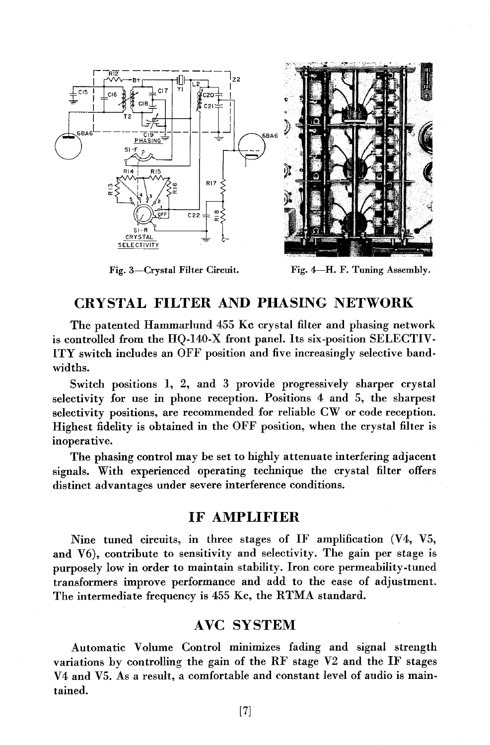Fig. 3—Crystal Filter Circuit.

Fig. 4—H. F. Tuning Assembly.

## CRYSTAL FILTER AND PHASING NETWORK

The patented Hammarlund 455 Kc crystal filter and phasing network is controlled from the HQ-140-X front panel. Its six-position SELECTIVITY switch includes an OFF position and five increasingly selective bandwidths.

Switch positions 1, 2, and 3 provide progressively sharper crystal selectivity for use in phone reception. Positions 4 and 5, the sharpest selectivity positions, are recommended for reliable CW or code reception. Highest fidelity is obtained in the OFF position, when the crystal filter is inoperative.

The phasing control may be set to highly attenuate interfering adjacent signals. With experienced operating technique the crystal filter offers distinct advantages under severe interference conditions.

## IF AMPLIFIER

Nine tuned circuits, in three stages of IF amplification (V4, V5, and V6), contribute to sensitivity and selectivity. The gain per stage is purposely low in order to maintain stability. Iron core permeability-tuned transformers improve performance and add to the ease of adjustment. The intermediate frequency is 455 Kc, the RTMA standard.

## AVC SYSTEM

Automatic Volume Control minimizes fading and signal strength variations by controlling the gain of the RF stage V2 and the IF stages V4 and V5. As a result, a comfortable and constant level of audio is maintained.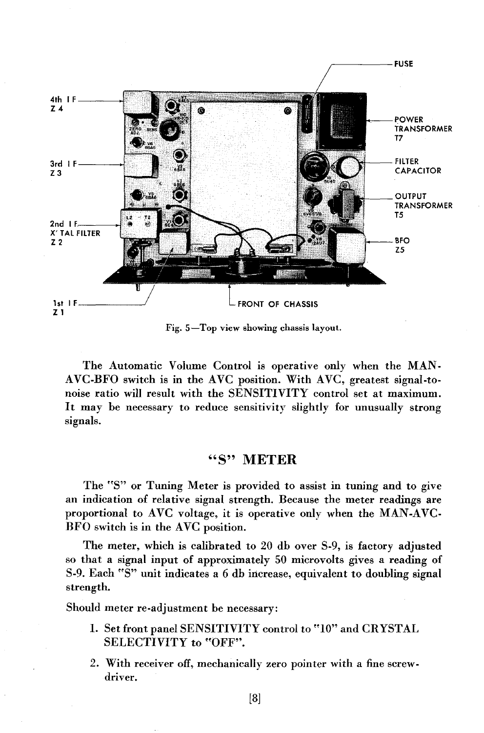Fig. 5—Top view showing chassis layout.

The Automatic Volume Control is operative only when the MAN-AVC-BFO switch is in the AVC position. With AVC, greatest signal-to-noise ratio will result with the SENSITIVITY control set at maximum. It may be necessary to reduce sensitivity slightly for unusually strong signals.

## "S" METER

The "S" or Tuning Meter is provided to assist in tuning and to give an indication of relative signal strength. Because the meter readings are proportional to AVC voltage, it is operative only when the MAN-AVC-BFO switch is in the AVC position.

The meter, which is calibrated to 20 db over S-9, is factory adjusted so that a signal input of approximately 50 microvolts gives a reading of S-9. Each "S" unit indicates a 6 db increase, equivalent to doubling signal strength.

Should meter re-adjustment be necessary:

1. Set front panel SENSITIVITY control to "10" and CRYSTAL SELECTIVITY to "OFF".
2. With receiver off, mechanically zero pointer with a fine screw-driver.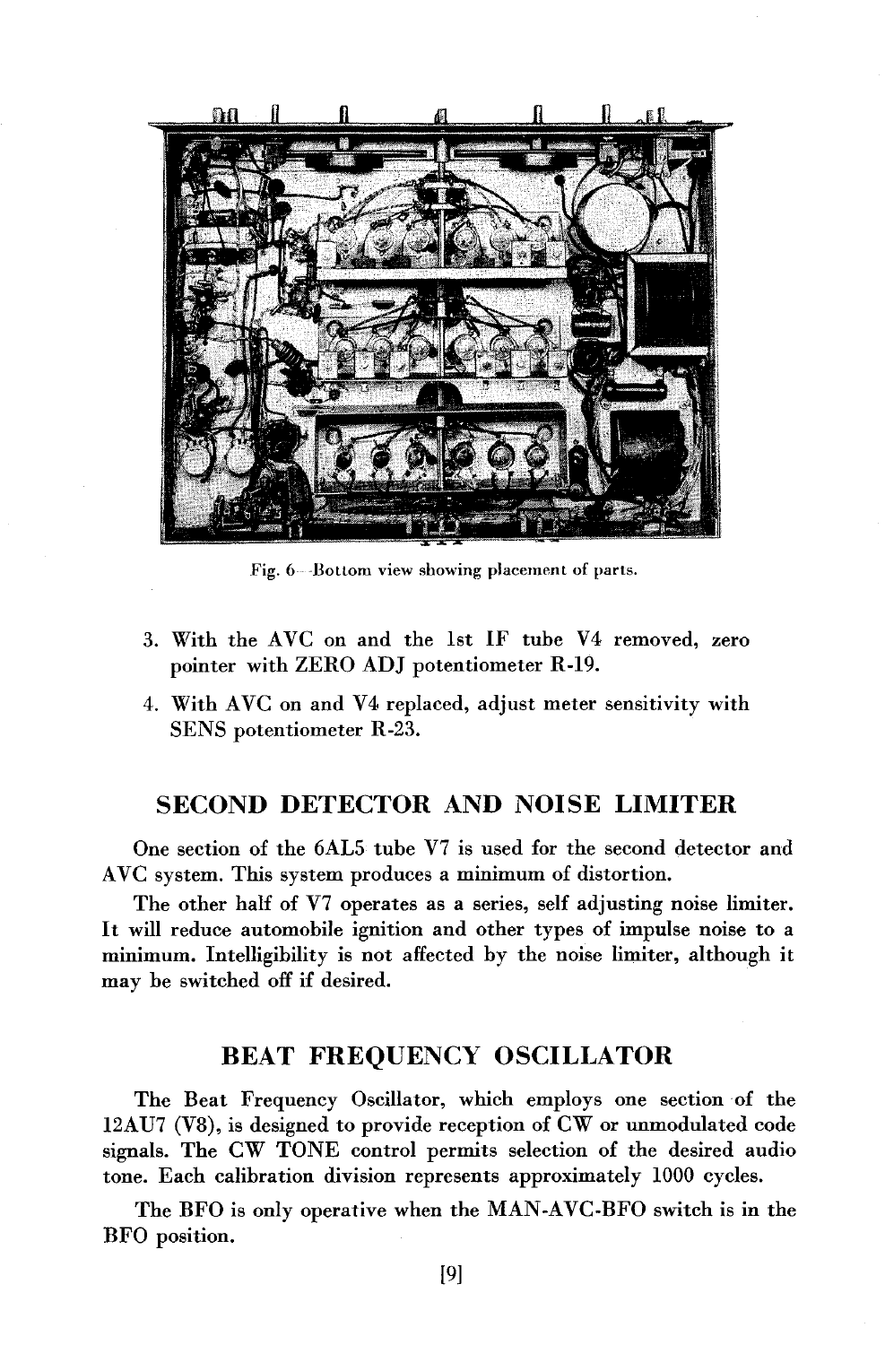Fig. 6—Bottom view showing placement of parts.

3. With the AVC on and the 1st IF tube V4 removed, zero pointer with ZERO ADJ potentiometer R-19.
4. With AVC on and V4 replaced, adjust meter sensitivity with SENS potentiometer R-23.

## SECOND DETECTOR AND NOISE LIMITER

One section of the 6AL5 tube V7 is used for the second detector and AVC system. This system produces a minimum of distortion.

The other half of V7 operates as a series, self adjusting noise limiter. It will reduce automobile ignition and other types of impulse noise to a minimum. Intelligibility is not affected by the noise limiter, although it may be switched off if desired.

## BEAT FREQUENCY OSCILLATOR

The Beat Frequency Oscillator, which employs one section of the 12AU7 (V8), is designed to provide reception of CW or unmodulated code signals. The CW TONE control permits selection of the desired audio tone. Each calibration division represents approximately 1000 cycles.

The BFO is only operative when the MAN-AVC-BFO switch is in the BFO position.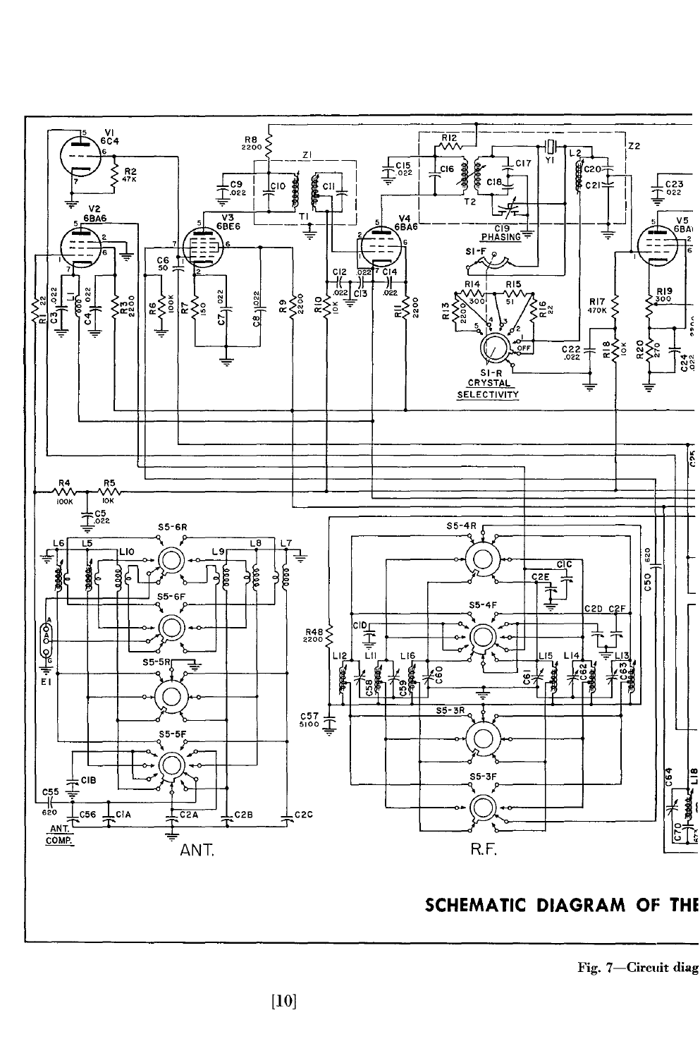**SCHEMATIC DIAGRAM OF THE**

Fig. 7—Circuit diag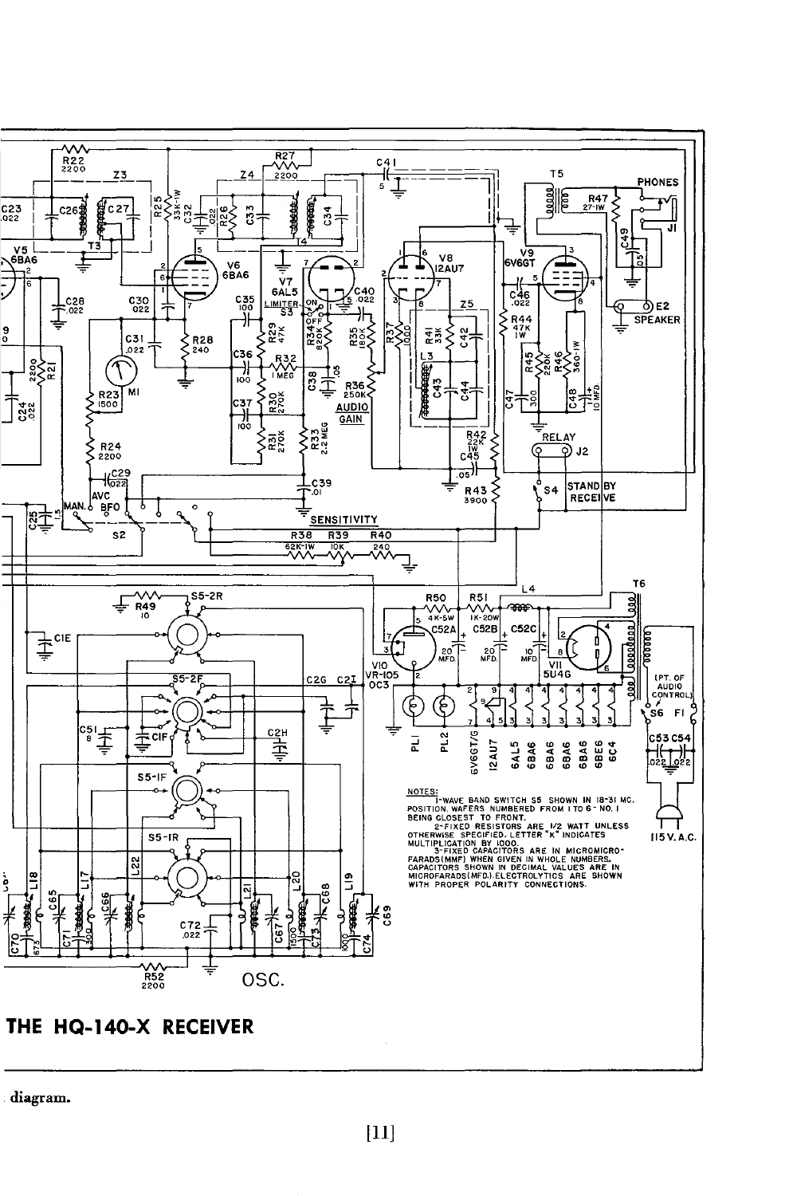NOTES:

1-WAVE BAND SWITCH S5 SHOWN IN 18-31 MC. POSITION. WAFERS NUMBERED FROM 1 TO 6 - NO. 1 BEING CLOSEST TO FRONT.

2-FIXED RESISTORS ARE 1/2 WATT UNLESS OTHERWISE SPECIFIED. LETTER "K" INDICATES MULTIPLICATION BY 1000.

3-FIXED CAPACITORS ARE IN MICROMICROFARADS(MMF) WHEN GIVEN IN WHOLE NUMBERS. CAPACITORS SHOWN IN DECIMAL VALUES ARE IN MICROFARADS(MFD.) ELECTROLYTICS ARE SHOWN WITH PROPER POLARITY CONNECTIONS.

## THE HQ-140-X RECEIVER

diagram.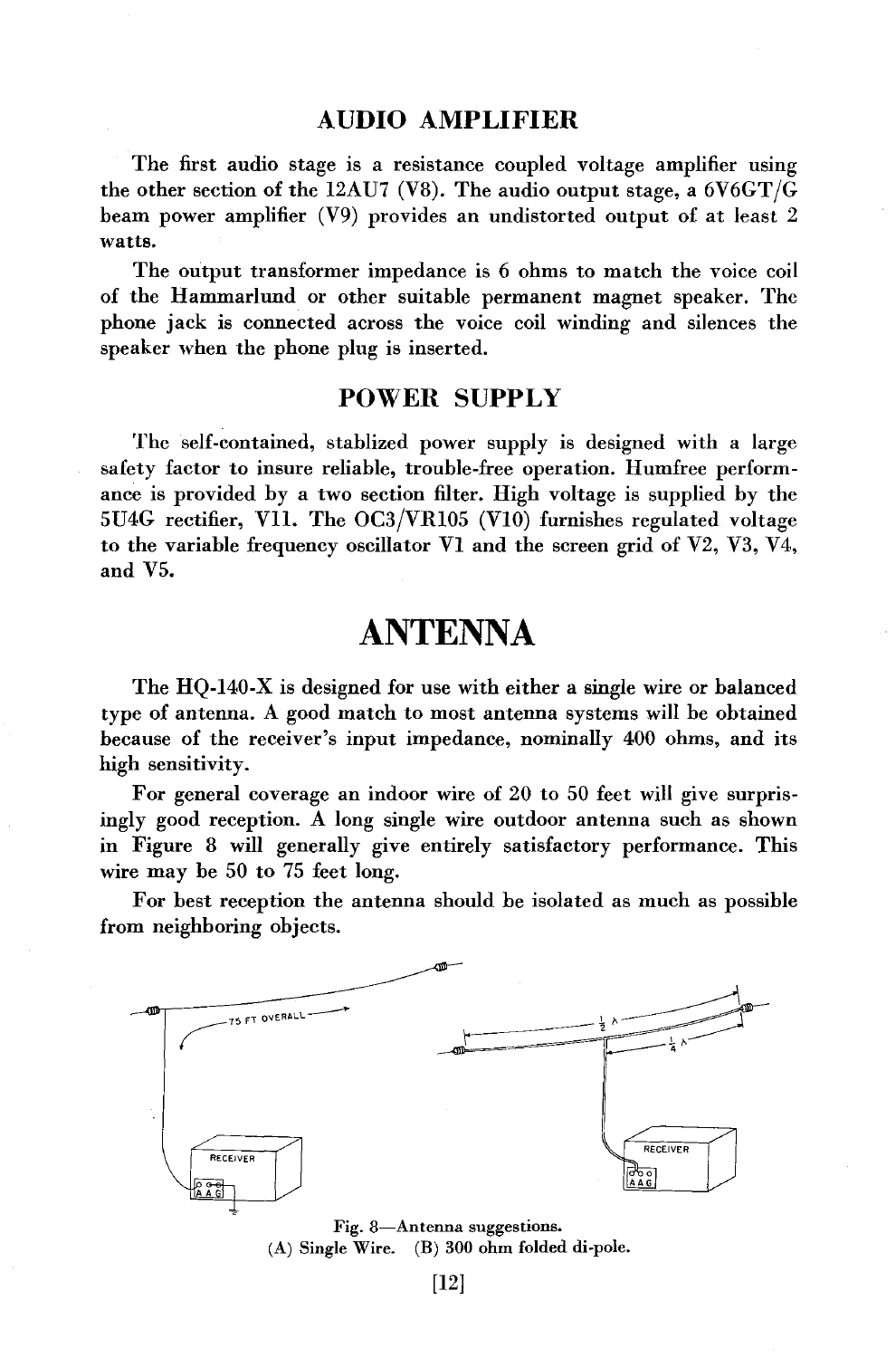## AUDIO AMPLIFIER

The first audio stage is a resistance coupled voltage amplifier using the other section of the 12AU7 (V8). The audio output stage, a 6V6GT/G beam power amplifier (V9) provides an undistorted output of at least 2 watts.

The output transformer impedance is 6 ohms to match the voice coil of the Hammarlund or other suitable permanent magnet speaker. The phone jack is connected across the voice coil winding and silences the speaker when the phone plug is inserted.

## POWER SUPPLY

The self-contained, stablized power supply is designed with a large safety factor to insure reliable, trouble-free operation. Humfree performance is provided by a two section filter. High voltage is supplied by the 5U4G rectifier, V11. The OC3/VR105 (V10) furnishes regulated voltage to the variable frequency oscillator V1 and the screen grid of V2, V3, V4, and V5.

# ANTENNA

The HQ-140-X is designed for use with either a single wire or balanced type of antenna. A good match to most antenna systems will be obtained because of the receiver's input impedance, nominally 400 ohms, and its high sensitivity.

For general coverage an indoor wire of 20 to 50 feet will give surprisingly good reception. A long single wire outdoor antenna such as shown in Figure 8 will generally give entirely satisfactory performance. This wire may be 50 to 75 feet long.

For best reception the antenna should be isolated as much as possible from neighboring objects.

Fig. 8—Antenna suggestions.
(A) Single Wire. (B) 300 ohm folded di-pole.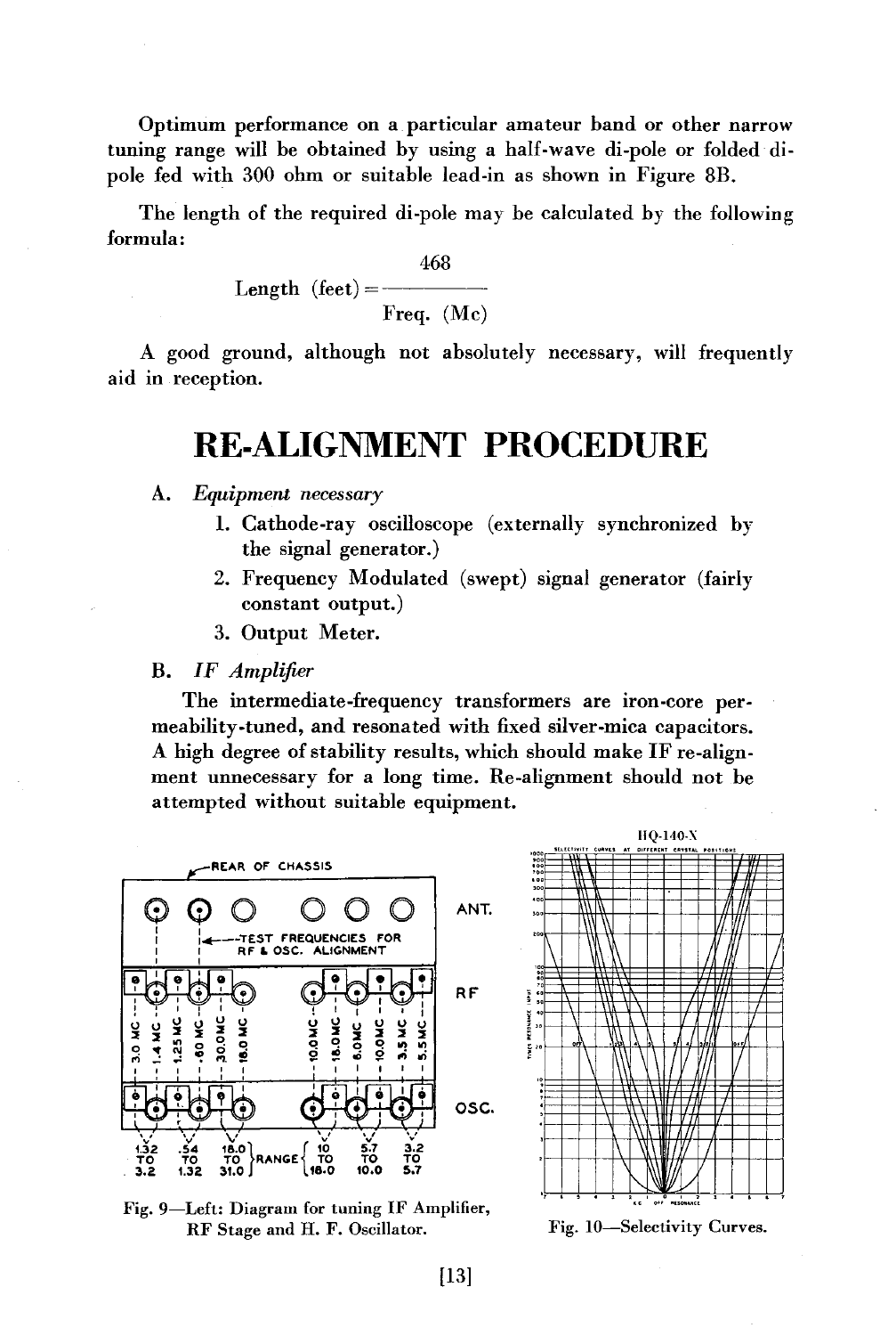Optimum performance on a particular amateur band or other narrow tuning range will be obtained by using a half-wave di-pole or folded di-pole fed with 300 ohm or suitable lead-in as shown in Figure 8B.

The length of the required di-pole may be calculated by the following formula:

$$\text{Length (feet)} = \frac{468}{\text{Freq. (Mc)}}$$

A good ground, although not absolutely necessary, will frequently aid in reception.

# RE-ALIGNMENT PROCEDURE

A. *Equipment necessary*

1. Cathode-ray oscilloscope (externally synchronized by the signal generator.)
2. Frequency Modulated (swept) signal generator (fairly constant output.)
3. Output Meter.

B. *IF Amplifier*

The intermediate-frequency transformers are iron-core permeability-tuned, and resonated with fixed silver-mica capacitors. A high degree of stability results, which should make IF re-alignment unnecessary for a long time. Re-alignment should not be attempted without suitable equipment.

Fig. 9—Left: Diagram for tuning IF Amplifier, RF Stage and H. F. Oscillator.

Fig. 10—Selectivity Curves.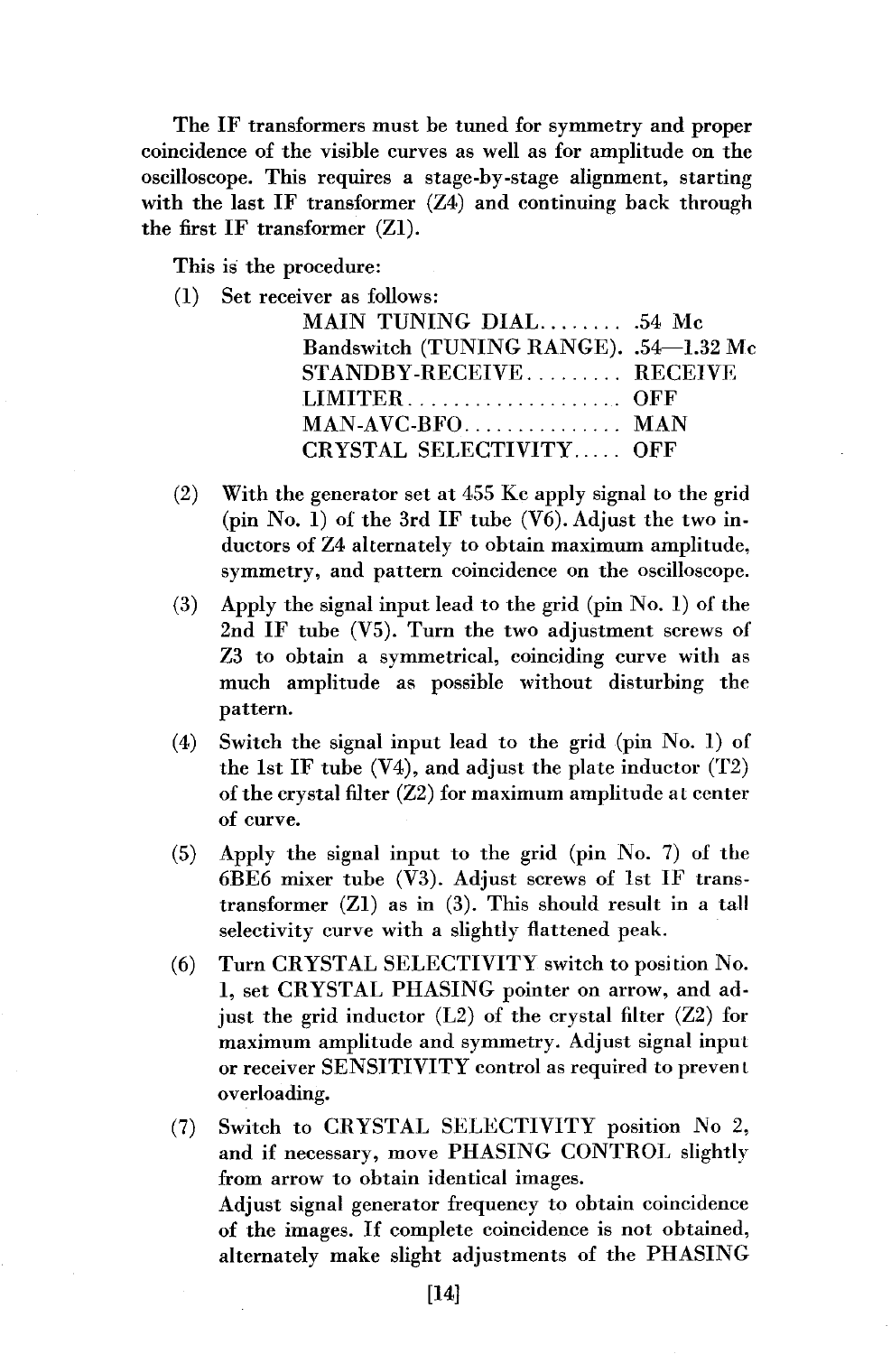The IF transformers must be tuned for symmetry and proper coincidence of the visible curves as well as for amplitude on the oscilloscope. This requires a stage-by-stage alignment, starting with the last IF transformer (Z4) and continuing back through the first IF transformer (Z1).

This is the procedure:

(1) Set receiver as follows:

| | |
|---|---|
| MAIN TUNING DIAL........ | .54 Mc |
| Bandswitch (TUNING RANGE). | .54—1.32 Mc |
| STANDBY-RECEIVE......... | RECEIVE |
| LIMITER.................... | OFF |
| MAN-AVC-BFO............... | MAN |
| CRYSTAL SELECTIVITY..... | OFF |

(2) With the generator set at 455 Kc apply signal to the grid (pin No. 1) of the 3rd IF tube (V6). Adjust the two inductors of Z4 alternately to obtain maximum amplitude, symmetry, and pattern coincidence on the oscilloscope.

(3) Apply the signal input lead to the grid (pin No. 1) of the 2nd IF tube (V5). Turn the two adjustment screws of Z3 to obtain a symmetrical, coinciding curve with as much amplitude as possible without disturbing the pattern.

(4) Switch the signal input lead to the grid (pin No. 1) of the 1st IF tube (V4), and adjust the plate inductor (T2) of the crystal filter (Z2) for maximum amplitude at center of curve.

(5) Apply the signal input to the grid (pin No. 7) of the 6BE6 mixer tube (V3). Adjust screws of 1st IF trans-transformer (Z1) as in (3). This should result in a tall selectivity curve with a slightly flattened peak.

(6) Turn CRYSTAL SELECTIVITY switch to position No. 1, set CRYSTAL PHASING pointer on arrow, and adjust the grid inductor (L2) of the crystal filter (Z2) for maximum amplitude and symmetry. Adjust signal input or receiver SENSITIVITY control as required to prevent overloading.

(7) Switch to CRYSTAL SELECTIVITY position No 2, and if necessary, move PHASING CONTROL slightly from arrow to obtain identical images.
Adjust signal generator frequency to obtain coincidence of the images. If complete coincidence is not obtained, alternately make slight adjustments of the PHASING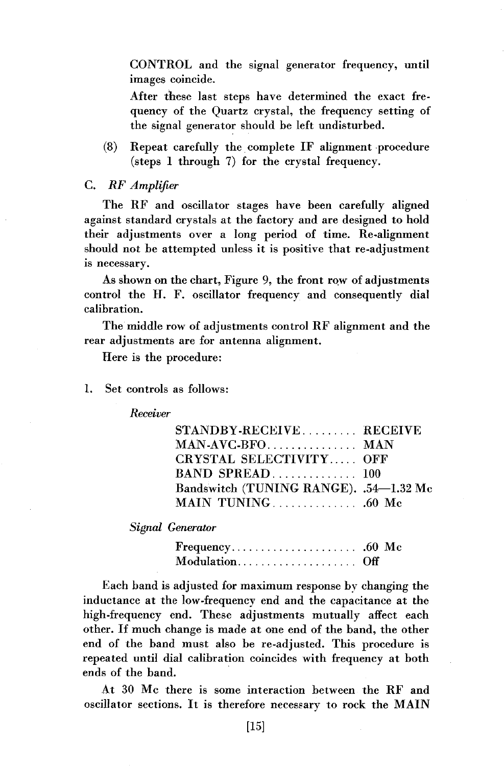CONTROL and the signal generator frequency, until images coincide.

After these last steps have determined the exact frequency of the Quartz crystal, the frequency setting of the signal generator should be left undisturbed.

(8) Repeat carefully the complete IF alignment procedure (steps 1 through 7) for the crystal frequency.

C. *RF Amplifier*

The RF and oscillator stages have been carefully aligned against standard crystals at the factory and are designed to hold their adjustments over a long period of time. Re-alignment should not be attempted unless it is positive that re-adjustment is necessary.

As shown on the chart, Figure 9, the front row of adjustments control the H. F. oscillator frequency and consequently dial calibration.

The middle row of adjustments control RF alignment and the rear adjustments are for antenna alignment.

Here is the procedure:

1. Set controls as follows:

*Receiver*

| | |
|---|---|
| STANDBY-RECEIVE | RECEIVE |
| MAN-AVC-BFO | MAN |
| CRYSTAL SELECTIVITY | OFF |
| BAND SPREAD | 100 |
| Bandswitch (TUNING RANGE) | .54—1.32 Mc |
| MAIN TUNING | .60 Mc |

*Signal Generator*

| | |
|---|---|
| Frequency | .60 Mc |
| Modulation | Off |

Each band is adjusted for maximum response by changing the inductance at the low-frequency end and the capacitance at the high-frequency end. These adjustments mutually affect each other. If much change is made at one end of the band, the other end of the band must also be re-adjusted. This procedure is repeated until dial calibration coincides with frequency at both ends of the band.

At 30 Mc there is some interaction between the RF and oscillator sections. It is therefore necessary to rock the MAIN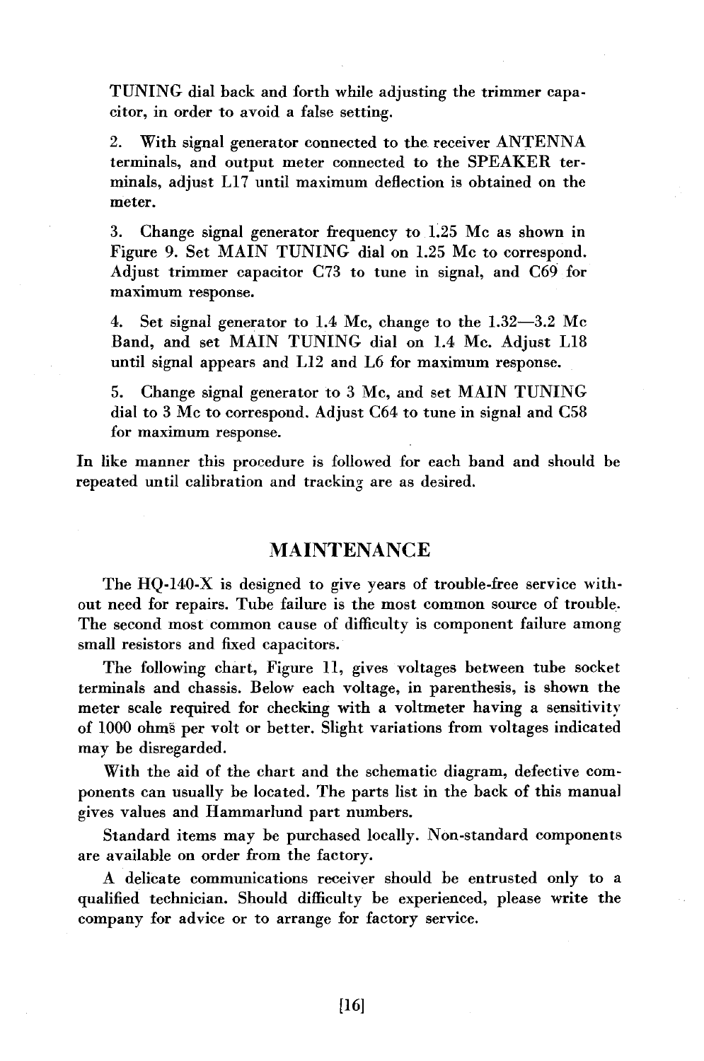TUNING dial back and forth while adjusting the trimmer capacitor, in order to avoid a false setting.

2. With signal generator connected to the receiver ANTENNA terminals, and output meter connected to the SPEAKER terminals, adjust L17 until maximum deflection is obtained on the meter.

3. Change signal generator frequency to 1.25 Mc as shown in Figure 9. Set MAIN TUNING dial on 1.25 Mc to correspond. Adjust trimmer capacitor C73 to tune in signal, and C69 for maximum response.

4. Set signal generator to 1.4 Mc, change to the 1.32—3.2 Mc Band, and set MAIN TUNING dial on 1.4 Mc. Adjust L18 until signal appears and L12 and L6 for maximum response.

5. Change signal generator to 3 Mc, and set MAIN TUNING dial to 3 Mc to correspond. Adjust C64 to tune in signal and C58 for maximum response.

In like manner this procedure is followed for each band and should be repeated until calibration and tracking are as desired.

## MAINTENANCE

The HQ-140-X is designed to give years of trouble-free service without need for repairs. Tube failure is the most common source of trouble. The second most common cause of difficulty is component failure among small resistors and fixed capacitors.

The following chart, Figure 11, gives voltages between tube socket terminals and chassis. Below each voltage, in parenthesis, is shown the meter scale required for checking with a voltmeter having a sensitivity of 1000 ohms per volt or better. Slight variations from voltages indicated may be disregarded.

With the aid of the chart and the schematic diagram, defective components can usually be located. The parts list in the back of this manual gives values and Hammarlund part numbers.

Standard items may be purchased locally. Non-standard components are available on order from the factory.

A delicate communications receiver should be entrusted only to a qualified technician. Should difficulty be experienced, please write the company for advice or to arrange for factory service.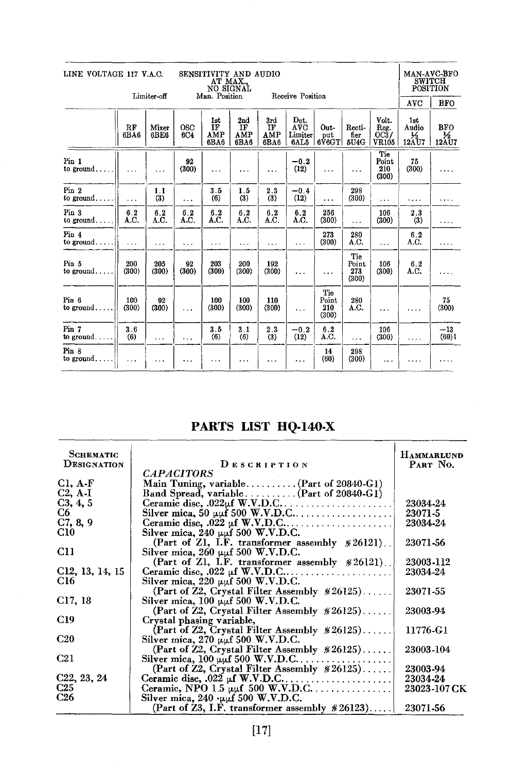| LINE VOLTAGE 117 V.A.C. | | SENSITIVITY AND AUDIO AT MAX., NO SIGNAL | | | | | | | | | MAN-AVC-BFO SWITCH POSITION | |
|---|---|---|---|---|---|---|---|---|---|---|---|---|
| | Limiter-off | | Man. Position | | | Receive Position | | | | | AVC | BFO |
| | RF 6BA6 | Mixer 6BE6 | OSC 6C4 | 1st IF AMP 6BA6 | 2nd IF AMP 6BA6 | 3rd IF AMP 6BA6 | Det. AVC Limiter 6AL5 | Output 6V6GT | Rectifier 5U4G | Volt. Reg. OC3/VR105 | 1st Audio ½ 12AU7 | BFO ½ 12AU7 |
| Pin 1 to ground..... | ... | ... | 92 (300) | ... | ... | ... | −0.2 (12) | ... | ... | Tie Point 210 (300) | 75 (300) | .... |
| Pin 2 to ground..... | ... | 1.1 (3) | ... | 3.5 (6) | 1.5 (3) | 2.3 (3) | −0.4 (12) | ... | 298 (300) | ... | .... | .... |
| Pin 3 to ground..... | 6.2 A.C. | 6.2 A.C. | 6.2 A.C. | 6.2 A.C. | 6.2 A.C. | 6.2 A.C. | 6.2 A.C. | 256 (300) | ... | 106 (300) | 2.3 (3) | .... |
| Pin 4 to ground..... | ... | ... | ... | ... | ... | ... | ... | 273 (300) | 280 A.C. | ... | 6.2 A.C. | .... |
| Pin 5 to ground..... | 200 (300) | 205 (300) | 92 (300) | 203 (300) | 200 (300) | 192 (300) | ... | ... | Tie Point 273 (300) | 106 (300) | 6.2 A.C. | .... |
| Pin 6 to ground..... | 100 (300) | 92 (300) | ... | 100 (300) | 100 (300) | 110 (300) | ... | Tie Point 210 (300) | 280 A.C. | ... | .... | 75 (300) |
| Pin 7 to ground..... | 3.6 (6) | ... | ... | 3.5 (6) | 3.1 (6) | 2.3 (3) | −0.2 (12) | 6.2 A.C. | ... | 106 (300) | .... | −13 (60) |
| Pin 8 to ground..... | ... | ... | ... | ... | ... | ... | ... | 14 (60) | 298 (300) | ... | .... | .... |

## PARTS LIST HQ-140-X

| SCHEMATIC DESIGNATION | DESCRIPTION | HAMMARLUND PART NO. |
|---|---|---|
| | *CAPACITORS* | |
| C1, A-F | Main Tuning, variable..........(Part of 20840-G1) | |
| C2, A-I | Band Spread, variable..........(Part of 20840-G1) | |
| C3, 4, 5 | Ceramic disc, .022µf W.V.D.C...................... | 23034-24 |
| C6 | Silver mica, 50 µµf 500 W.V.D.C.................... | 23071-5 |
| C7, 8, 9 | Ceramic disc, .022 µf W.V.D.C...................... | 23034-24 |
| C10 | Silver mica, 240 µµf 500 W.V.D.C. (Part of Z1, I.F. transformer assembly #26121).. | 23071-56 |
| C11 | Silver mica, 260 µµf 500 W.V.D.C. (Part of Z1, I.F. transformer assembly #26121).. | 23003-112 |
| C12, 13, 14, 15 | Ceramic disc, .022 µf W.V.D.C...................... | 23034-24 |
| C16 | Silver mica, 220 µµf 500 W.V.D.C. (Part of Z2, Crystal Filter Assembly #26125)...... | 23071-55 |
| C17, 18 | Silver mica, 100 µµf 500 W.V.D.C. (Part of Z2, Crystal Filter Assembly #26125)...... | 23003-94 |
| C19 | Crystal phasing variable, (Part of Z2, Crystal Filter Assembly #26125)...... | 11776-G1 |
| C20 | Silver mica, 270 µµf 500 W.V.D.C. (Part of Z2, Crystal Filter Assembly #26125)...... | 23003-104 |
| C21 | Silver mica, 100 µµf 500 W.V.D.C.................. (Part of Z2, Crystal Filter Assembly #26125)...... | 23003-94 |
| C22, 23, 24 | Ceramic disc, .022 µf W.V.D.C...................... | 23034-24 |
| C25 | Ceramic, NPO 1.5 µµf 500 W.V.D.C................ | 23023-107 CK |
| C26 | Silver mica, 240 µµf 500 W.V.D.C. (Part of Z3, I.F. transformer assembly #26123)..... | 23071-56 |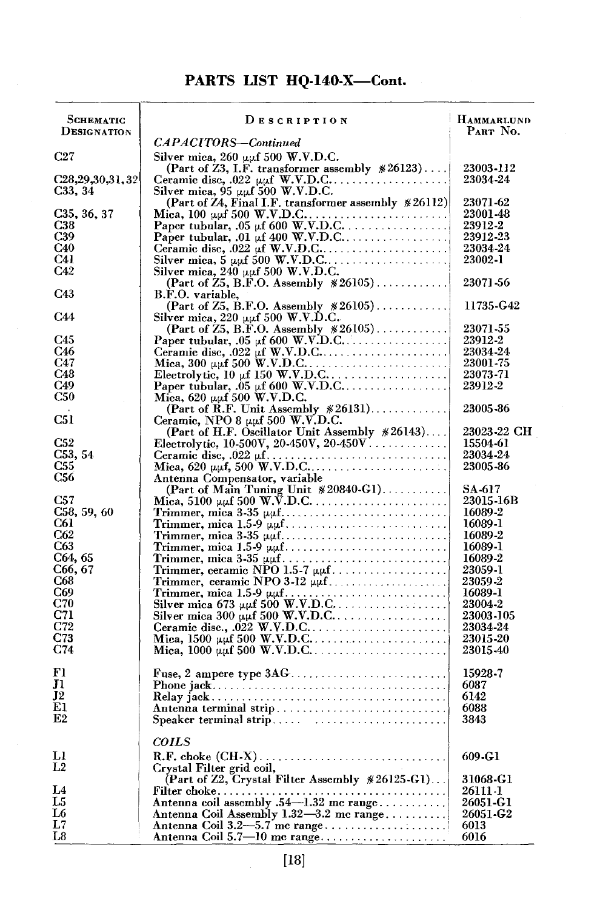## PARTS LIST HQ-140-X—Cont.

| Schematic Designation | Description | Hammarlund Part No. |
|---|---|---|
| | *CAPACITORS—Continued* | |
| C27 | Silver mica, 260 μμf 500 W.V.D.C. (Part of Z3, I.F. transformer assembly #26123) | 23003-112 |
| C28,29,30,31,32 | Ceramic disc, .022 μμf W.V.D.C. | 23034-24 |
| C33, 34 | Silver mica, 95 μμf 500 W.V.D.C. (Part of Z4, Final I.F. transformer assembly #26112) | 23071-62 |
| C35, 36, 37 | Mica, 100 μμf 500 W.V.D.C. | 23001-48 |
| C38 | Paper tubular, .05 μf 600 W.V.D.C. | 23912-2 |
| C39 | Paper tubular, .01 μf 400 W.V.D.C. | 23912-23 |
| C40 | Ceramic disc, .022 μf W.V.D.C. | 23034-24 |
| C41 | Silver mica, 5 μμf 500 W.V.D.C. | 23002-1 |
| C42 | Silver mica, 240 μμf 500 W.V.D.C. (Part of Z5, B.F.O. Assembly #26105) | 23071-56 |
| C43 | B.F.O. variable, (Part of Z5, B.F.O. Assembly #26105) | 11735-G42 |
| C44 | Silver mica, 220 μμf 500 W.V.D.C. (Part of Z5, B.F.O. Assembly #26105) | 23071-55 |
| C45 | Paper tubular, .05 μf 600 W.V.D.C. | 23912-2 |
| C46 | Ceramic disc, .022 μf W.V.D.C. | 23034-24 |
| C47 | Mica, 300 μμf 500 W.V.D.C. | 23001-75 |
| C48 | Electrolytic, 10 μf 150 W.V.D.C. | 23073-71 |
| C49 | Paper tubular, .05 μf 600 W.V.D.C. | 23912-2 |
| C50 | Mica, 620 μμf 500 W.V.D.C. (Part of R.F. Unit Assembly #26131) | 23005-86 |
| C51 | Ceramic, NPO 8 μμf 500 W.V.D.C. (Part of H.F. Oscillator Unit Assembly #26143) | 23023-22 CH |
| C52 | Electrolytic, 10-500V, 20-450V, 20-450V | 15504-61 |
| C53, 54 | Ceramic disc, .022 μf | 23034-24 |
| C55 | Mica, 620 μμf, 500 W.V.D.C. | 23005-86 |
| C56 | Antenna Compensator, variable (Part of Main Tuning Unit #20840-G1) | SA-617 |
| C57 | Mica, 5100 μμf 500 W.V.D.C. | 23015-16B |
| C58, 59, 60 | Trimmer, mica 3-35 μμf | 16089-2 |
| C61 | Trimmer, mica 1.5-9 μμf | 16089-1 |
| C62 | Trimmer, mica 3-35 μμf | 16089-2 |
| C63 | Trimmer, mica 1.5-9 μμf | 16089-1 |
| C64, 65 | Trimmer, mica 3-35 μμf | 16089-2 |
| C66, 67 | Trimmer, ceramic NPO 1.5-7 μμf | 23059-1 |
| C68 | Trimmer, ceramic NPO 3-12 μμf | 23059-2 |
| C69 | Trimmer, mica 1.5-9 μμf | 16089-1 |
| C70 | Silver mica 673 μμf 500 W.V.D.C. | 23004-2 |
| C71 | Silver mica 300 μμf 500 W.V.D.C. | 23003-105 |
| C72 | Ceramic disc., .022 W.V.D.C. | 23034-24 |
| C73 | Mica, 1500 μμf 500 W.V.D.C. | 23015-20 |
| C74 | Mica, 1000 μμf 500 W.V.D.C. | 23015-40 |
| F1 | Fuse, 2 ampere type 3AG | 15928-7 |
| J1 | Phone jack | 6087 |
| J2 | Relay jack | 6142 |
| E1 | Antenna terminal strip | 6088 |
| E2 | Speaker terminal strip | 3843 |
| | *COILS* | |
| L1 | R.F. choke (CH-X) | 609-G1 |
| L2 | Crystal Filter grid coil, (Part of Z2, Crystal Filter Assembly #26125-G1) | 31068-G1 |
| L4 | Filter choke | 26111-1 |
| L5 | Antenna coil assembly .54—1.32 mc range | 26051-G1 |
| L6 | Antenna Coil Assembly 1.32—3.2 mc range | 26051-G2 |
| L7 | Antenna Coil 3.2—5.7 mc range | 6013 |
| L8 | Antenna Coil 5.7—10 mc range | 6016 |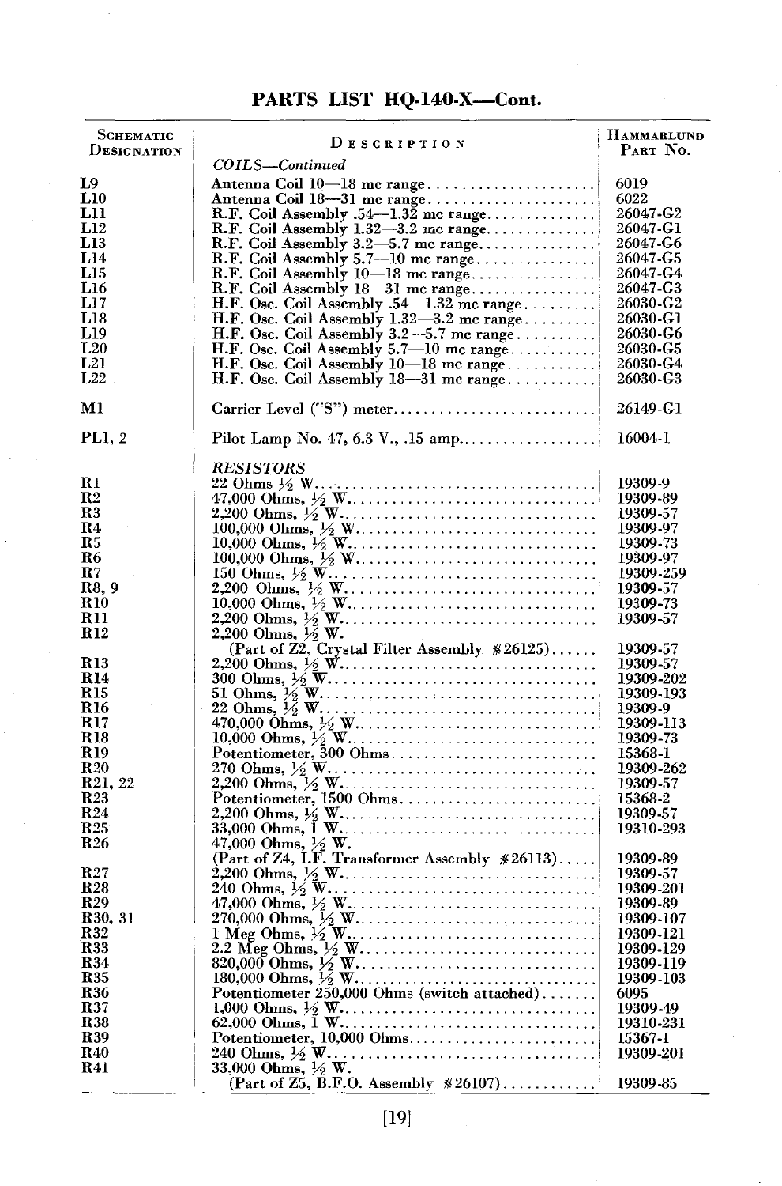## PARTS LIST HQ-140-X—Cont.

| Schematic Designation | Description | Hammarlund Part No. |
|---|---|---|
| | *COILS—Continued* | |
| L9 | Antenna Coil 10—18 mc range | 6019 |
| L10 | Antenna Coil 18—31 mc range | 6022 |
| L11 | R.F. Coil Assembly .54—1.32 mc range | 26047-G2 |
| L12 | R.F. Coil Assembly 1.32—3.2 mc range | 26047-G1 |
| L13 | R.F. Coil Assembly 3.2—5.7 mc range | 26047-G6 |
| L14 | R.F. Coil Assembly 5.7—10 mc range | 26047-G5 |
| L15 | R.F. Coil Assembly 10—18 mc range | 26047-G4 |
| L16 | R.F. Coil Assembly 18—31 mc range | 26047-G3 |
| L17 | H.F. Osc. Coil Assembly .54—1.32 mc range | 26030-G2 |
| L18 | H.F. Osc. Coil Assembly 1.32—3.2 mc range | 26030-G1 |
| L19 | H.F. Osc. Coil Assembly 3.2—5.7 mc range | 26030-G6 |
| L20 | H.F. Osc. Coil Assembly 5.7—10 mc range | 26030-G5 |
| L21 | H.F. Osc. Coil Assembly 10—18 mc range | 26030-G4 |
| L22 | H.F. Osc. Coil Assembly 18—31 mc range | 26030-G3 |
| M1 | Carrier Level ("S") meter | 26149-G1 |
| PL1, 2 | Pilot Lamp No. 47, 6.3 V., .15 amp | 16004-1 |
| | *RESISTORS* | |
| R1 | 22 Ohms ½ W | 19309-9 |
| R2 | 47,000 Ohms, ½ W | 19309-89 |
| R3 | 2,200 Ohms, ½ W | 19309-57 |
| R4 | 100,000 Ohms, ½ W | 19309-97 |
| R5 | 10,000 Ohms, ½ W | 19309-73 |
| R6 | 100,000 Ohms, ½ W | 19309-97 |
| R7 | 150 Ohms, ½ W | 19309-259 |
| R8, 9 | 2,200 Ohms, ½ W | 19309-57 |
| R10 | 10,000 Ohms, ½ W | 19309-73 |
| R11 | 2,200 Ohms, ½ W | 19309-57 |
| R12 | 2,200 Ohms, ½ W. (Part of Z2, Crystal Filter Assembly #26125) | 19309-57 |
| R13 | 2,200 Ohms, ½ W | 19309-57 |
| R14 | 300 Ohms, ½ W | 19309-202 |
| R15 | 51 Ohms, ½ W | 19309-193 |
| R16 | 22 Ohms, ½ W | 19309-9 |
| R17 | 470,000 Ohms, ½ W | 19309-113 |
| R18 | 10,000 Ohms, ½ W | 19309-73 |
| R19 | Potentiometer, 300 Ohms | 15368-1 |
| R20 | 270 Ohms, ½ W | 19309-262 |
| R21, 22 | 2,200 Ohms, ½ W | 19309-57 |
| R23 | Potentiometer, 1500 Ohms | 15368-2 |
| R24 | 2,200 Ohms, ½ W | 19309-57 |
| R25 | 33,000 Ohms, 1 W | 19310-293 |
| R26 | 47,000 Ohms, ½ W. (Part of Z4, I.F. Transformer Assembly #26113) | 19309-89 |
| R27 | 2,200 Ohms, ½ W | 19309-57 |
| R28 | 240 Ohms, ½ W | 19309-201 |
| R29 | 47,000 Ohms, ½ W | 19309-89 |
| R30, 31 | 270,000 Ohms, ½ W | 19309-107 |
| R32 | 1 Meg Ohms, ½ W | 19309-121 |
| R33 | 2.2 Meg Ohms, ½ W | 19309-129 |
| R34 | 820,000 Ohms, ½ W | 19309-119 |
| R35 | 180,000 Ohms, ½ W | 19309-103 |
| R36 | Potentiometer 250,000 Ohms (switch attached) | 6095 |
| R37 | 1,000 Ohms, ½ W | 19309-49 |
| R38 | 62,000 Ohms, 1 W | 19310-231 |
| R39 | Potentiometer, 10,000 Ohms | 15367-1 |
| R40 | 240 Ohms, ½ W | 19309-201 |
| R41 | 33,000 Ohms, ½ W. (Part of Z5, B.F.O. Assembly #26107) | 19309-85 |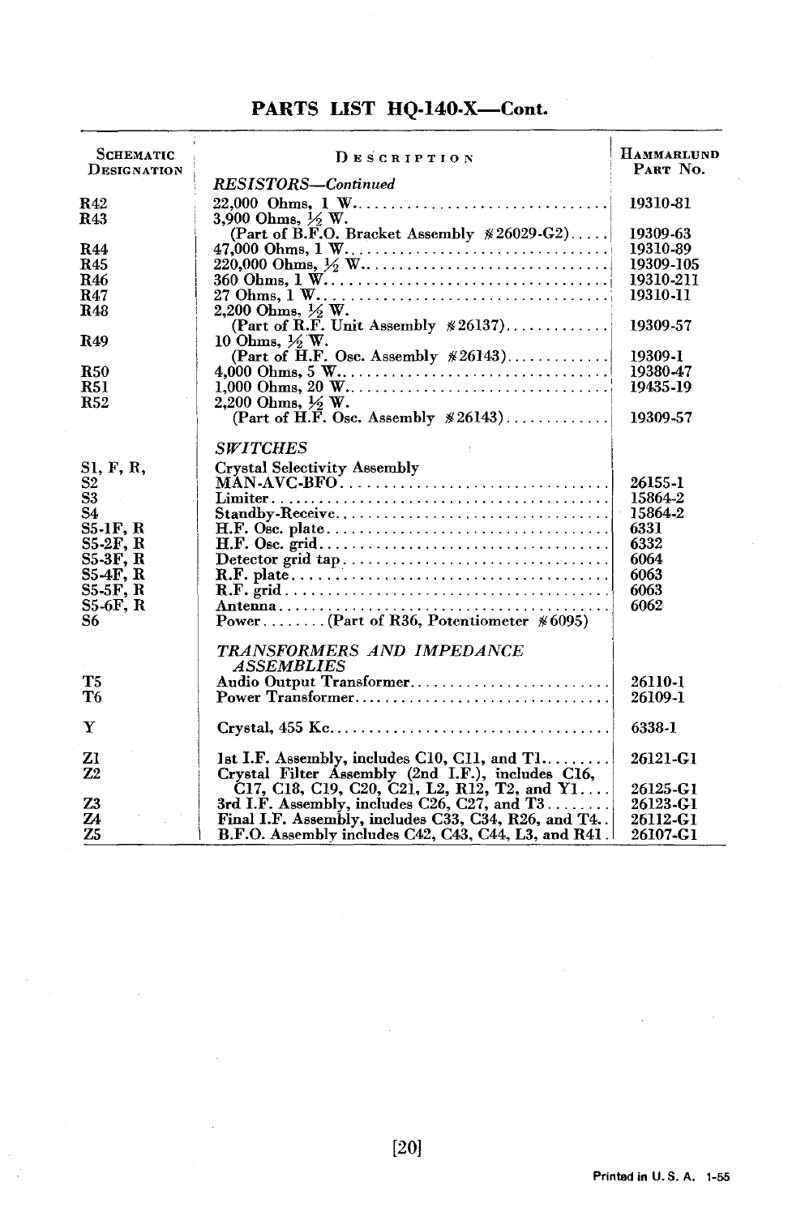## PARTS LIST HQ-140-X—Cont.

| Schematic Designation | Description | Hammarlund Part No. |
|---|---|---|
| | *RESISTORS—Continued* | |
| R42 | 22,000 Ohms, 1 W. | 19310-81 |
| R43 | 3,900 Ohms, ½ W. (Part of B.F.O. Bracket Assembly #26029-G2) | 19309-63 |
| R44 | 47,000 Ohms, 1 W. | 19310-89 |
| R45 | 220,000 Ohms, ½ W. | 19309-105 |
| R46 | 360 Ohms, 1 W. | 19310-211 |
| R47 | 27 Ohms, 1 W. | 19310-11 |
| R48 | 2,200 Ohms, ½ W. (Part of R.F. Unit Assembly #26137) | 19309-57 |
| R49 | 10 Ohms, ½ W. (Part of H.F. Osc. Assembly #26143) | 19309-1 |
| R50 | 4,000 Ohms, 5 W. | 19380-47 |
| R51 | 1,000 Ohms, 20 W. | 19435-19 |
| R52 | 2,200 Ohms, ½ W. (Part of H.F. Osc. Assembly #26143) | 19309-57 |
| | *SWITCHES* | |
| S1, F, R, | Crystal Selectivity Assembly | |
| S2 | MAN-AVC-BFO | 26155-1 |
| S3 | Limiter | 15864-2 |
| S4 | Standby-Receive | 15864-2 |
| S5-1F, R | H.F. Osc. plate | 6331 |
| S5-2F, R | H.F. Osc. grid | 6332 |
| S5-3F, R | Detector grid tap | 6064 |
| S5-4F, R | R.F. plate | 6063 |
| S5-5F, R | R.F. grid | 6063 |
| S5-6F, R | Antenna | 6062 |
| S6 | Power (Part of R36, Potentiometer #6095) | |
| | *TRANSFORMERS AND IMPEDANCE ASSEMBLIES* | |
| T5 | Audio Output Transformer | 26110-1 |
| T6 | Power Transformer | 26109-1 |
| Y | Crystal, 455 Kc. | 6338-1 |
| Z1 | 1st I.F. Assembly, includes C10, C11, and T1 | 26121-G1 |
| Z2 | Crystal Filter Assembly (2nd I.F.), includes C16, C17, C18, C19, C20, C21, L2, R12, T2, and Y1 | 26125-G1 |
| Z3 | 3rd I.F. Assembly, includes C26, C27, and T3 | 26123-G1 |
| Z4 | Final I.F. Assembly, includes C33, C34, R26, and T4 | 26112-G1 |
| Z5 | B.F.O. Assembly includes C42, C43, C44, L3, and R41 | 26107-G1 |

Printed in U. S. A. 1-55